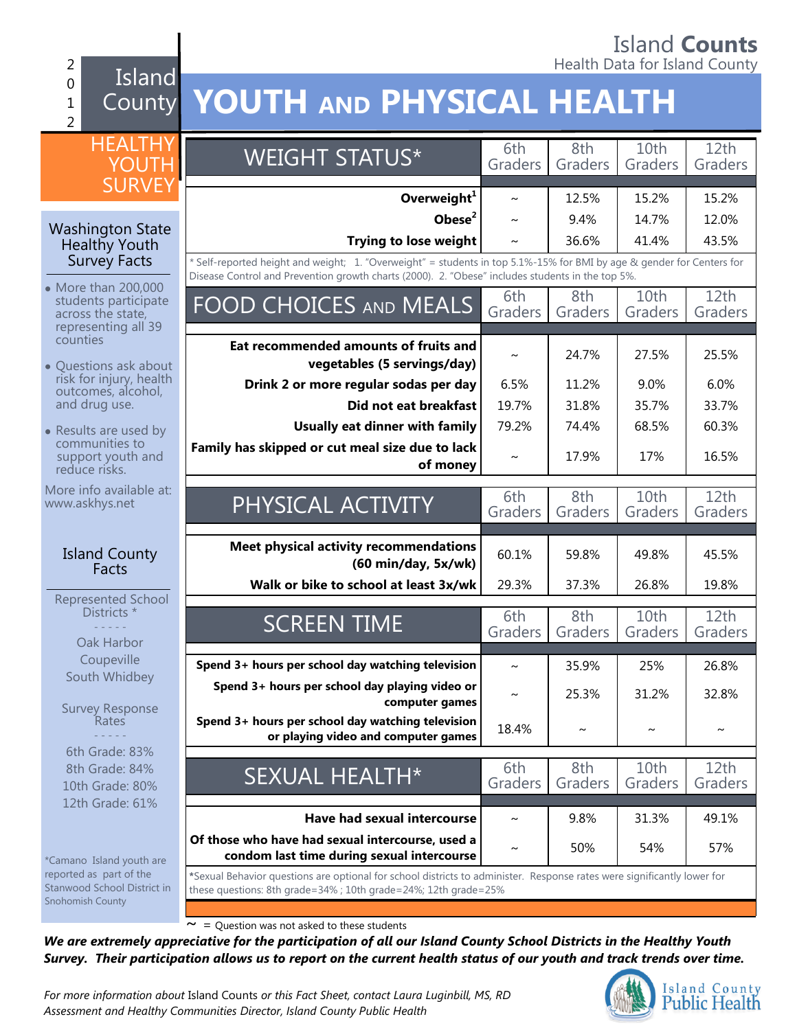Island **Counts**
Health Data for Island County

2012 Island County

# YOUTH AND PHYSICAL HEALTH

## HEALTHY YOUTH SURVEY

### Washington State Healthy Youth Survey Facts

- More than 200,000 students participate across the state, representing all 39 counties
- Questions ask about risk for injury, health outcomes, alcohol, and drug use.
- Results are used by communities to support youth and reduce risks.

More info available at: www.askhys.net

### Island County Facts

Represented School Districts *

- - - - -

Oak Harbor
Coupeville
South Whidbey

Survey Response Rates

- - - - -

6th Grade: 83%
8th Grade: 84%
10th Grade: 80%
12th Grade: 61%

*Camano Island youth are reported as part of the Stanwood School District in Snohomish County

| WEIGHT STATUS* | 6th Graders | 8th Graders | 10th Graders | 12th Graders |
|---|---|---|---|---|
| **Overweight[1]** | ~ | 12.5% | 15.2% | 15.2% |
| **Obese[2]** | ~ | 9.4% | 14.7% | 12.0% |
| **Trying to lose weight** | ~ | 36.6% | 41.4% | 43.5% |

* Self-reported height and weight; 1. "Overweight" = students in top 5.1%-15% for BMI by age & gender for Centers for Disease Control and Prevention growth charts (2000). 2. "Obese" includes students in the top 5%.

| FOOD CHOICES AND MEALS | 6th Graders | 8th Graders | 10th Graders | 12th Graders |
|---|---|---|---|---|
| **Eat recommended amounts of fruits and vegetables (5 servings/day)** | ~ | 24.7% | 27.5% | 25.5% |
| **Drink 2 or more regular sodas per day** | 6.5% | 11.2% | 9.0% | 6.0% |
| **Did not eat breakfast** | 19.7% | 31.8% | 35.7% | 33.7% |
| **Usually eat dinner with family** | 79.2% | 74.4% | 68.5% | 60.3% |
| **Family has skipped or cut meal size due to lack of money** | ~ | 17.9% | 17% | 16.5% |

| PHYSICAL ACTIVITY | 6th Graders | 8th Graders | 10th Graders | 12th Graders |
|---|---|---|---|---|
| **Meet physical activity recommendations (60 min/day, 5x/wk)** | 60.1% | 59.8% | 49.8% | 45.5% |
| **Walk or bike to school at least 3x/wk** | 29.3% | 37.3% | 26.8% | 19.8% |

| SCREEN TIME | 6th Graders | 8th Graders | 10th Graders | 12th Graders |
|---|---|---|---|---|
| **Spend 3+ hours per school day watching television** | ~ | 35.9% | 25% | 26.8% |
| **Spend 3+ hours per school day playing video or computer games** | ~ | 25.3% | 31.2% | 32.8% |
| **Spend 3+ hours per school day watching television or playing video and computer games** | 18.4% | ~ | ~ | ~ |

| SEXUAL HEALTH* | 6th Graders | 8th Graders | 10th Graders | 12th Graders |
|---|---|---|---|---|
| **Have had sexual intercourse** | ~ | 9.8% | 31.3% | 49.1% |
| **Of those who have had sexual intercourse, used a condom last time during sexual intercourse** | ~ | 50% | 54% | 57% |

*Sexual Behavior questions are optional for school districts to administer. Response rates were significantly lower for these questions: 8th grade=34% ; 10th grade=24%; 12th grade=25%

~ = Question was not asked to these students

***We are extremely appreciative for the participation of all our Island County School Districts in the Healthy Youth Survey. Their participation allows us to report on the current health status of our youth and track trends over time.***

*For more information about* Island Counts *or this Fact Sheet, contact Laura Luginbill, MS, RD Assessment and Healthy Communities Director, Island County Public Health*

Island County Public Health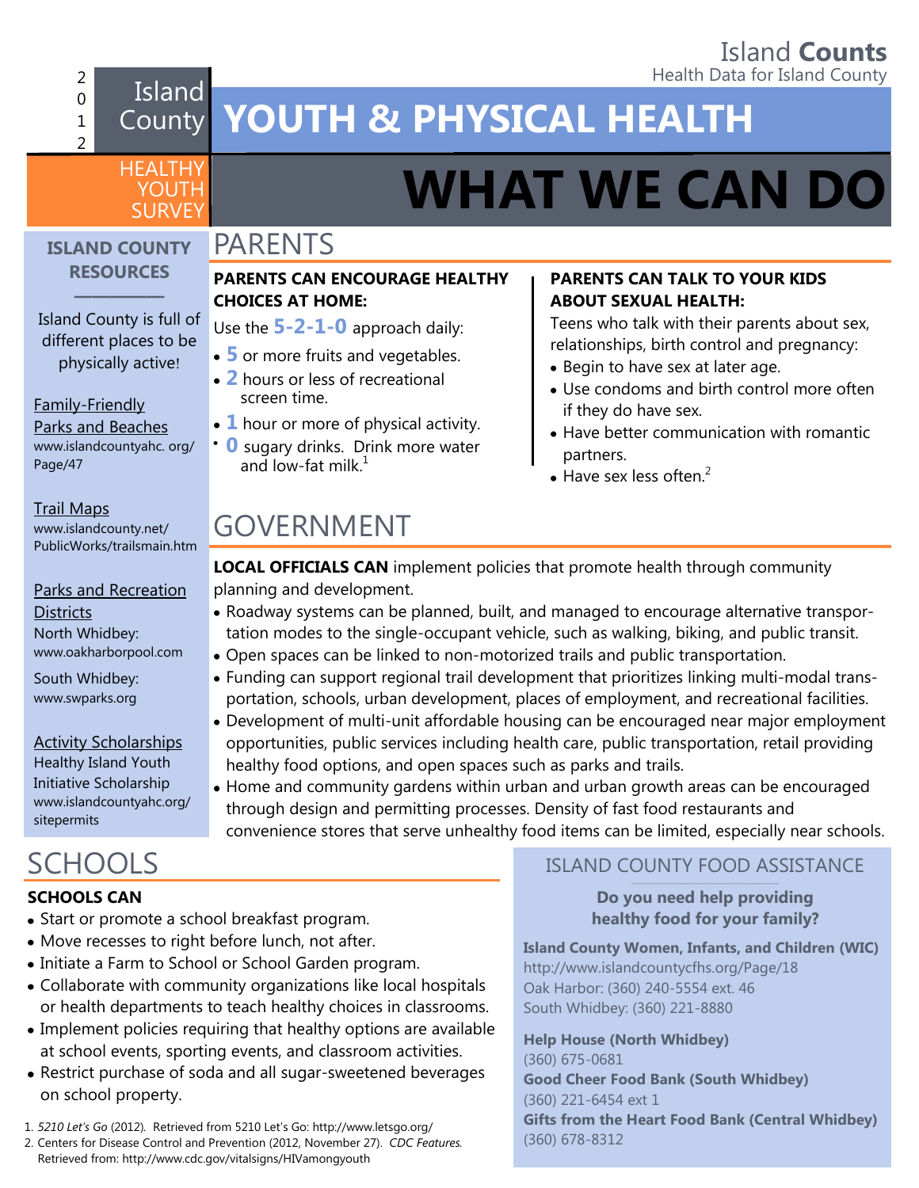# YOUTH & PHYSICAL HEALTH

2012 Island County HEALTHY YOUTH SURVEY

Island **Counts**
Health Data for Island County

# WHAT WE CAN DO

## PARENTS

**PARENTS CAN ENCOURAGE HEALTHY CHOICES AT HOME:**

Use the **5-2-1-0** approach daily:

- **5** or more fruits and vegetables.
- **2** hours or less of recreational screen time.
- **1** hour or more of physical activity.
- **0** sugary drinks. Drink more water and low-fat milk.[1]

**PARENTS CAN TALK TO YOUR KIDS ABOUT SEXUAL HEALTH:**

Teens who talk with their parents about sex, relationships, birth control and pregnancy:

- Begin to have sex at later age.
- Use condoms and birth control more often if they do have sex.
- Have better communication with romantic partners.
- Have sex less often.[2]

## GOVERNMENT

**LOCAL OFFICIALS CAN** implement policies that promote health through community planning and development.

- Roadway systems can be planned, built, and managed to encourage alternative transportation modes to the single-occupant vehicle, such as walking, biking, and public transit.
- Open spaces can be linked to non-motorized trails and public transportation.
- Funding can support regional trail development that prioritizes linking multi-modal transportation, schools, urban development, places of employment, and recreational facilities.
- Development of multi-unit affordable housing can be encouraged near major employment opportunities, public services including health care, public transportation, retail providing healthy food options, and open spaces such as parks and trails.
- Home and community gardens within urban and urban growth areas can be encouraged through design and permitting processes. Density of fast food restaurants and convenience stores that serve unhealthy food items can be limited, especially near schools.

### ISLAND COUNTY RESOURCES

Island County is full of different places to be physically active!

Family-Friendly Parks and Beaches
www.islandcountyahc. org/Page/47

Trail Maps
www.islandcounty.net/PublicWorks/trailsmain.htm

Parks and Recreation Districts
North Whidbey: www.oakharborpool.com
South Whidbey: www.swparks.org

Activity Scholarships
Healthy Island Youth Initiative Scholarship
www.islandcountyahc.org/sitepermits

## SCHOOLS

**SCHOOLS CAN**

- Start or promote a school breakfast program.
- Move recesses to right before lunch, not after.
- Initiate a Farm to School or School Garden program.
- Collaborate with community organizations like local hospitals or health departments to teach healthy choices in classrooms.
- Implement policies requiring that healthy options are available at school events, sporting events, and classroom activities.
- Restrict purchase of soda and all sugar-sweetened beverages on school property.

### ISLAND COUNTY FOOD ASSISTANCE

**Do you need help providing healthy food for your family?**

**Island County Women, Infants, and Children (WIC)**
http://www.islandcountycfhs.org/Page/18
Oak Harbor: (360) 240-5554 ext. 46
South Whidbey: (360) 221-8880

**Help House (North Whidbey)**
(360) 675-0681

**Good Cheer Food Bank (South Whidbey)**
(360) 221-6454 ext 1

**Gifts from the Heart Food Bank (Central Whidbey)**
(360) 678-8312

1. *5210 Let's Go* (2012). Retrieved from 5210 Let's Go: http://www.letsgo.org/
2. Centers for Disease Control and Prevention (2012, November 27). *CDC Features.* Retrieved from: http://www.cdc.gov/vitalsigns/HIVamongyouth